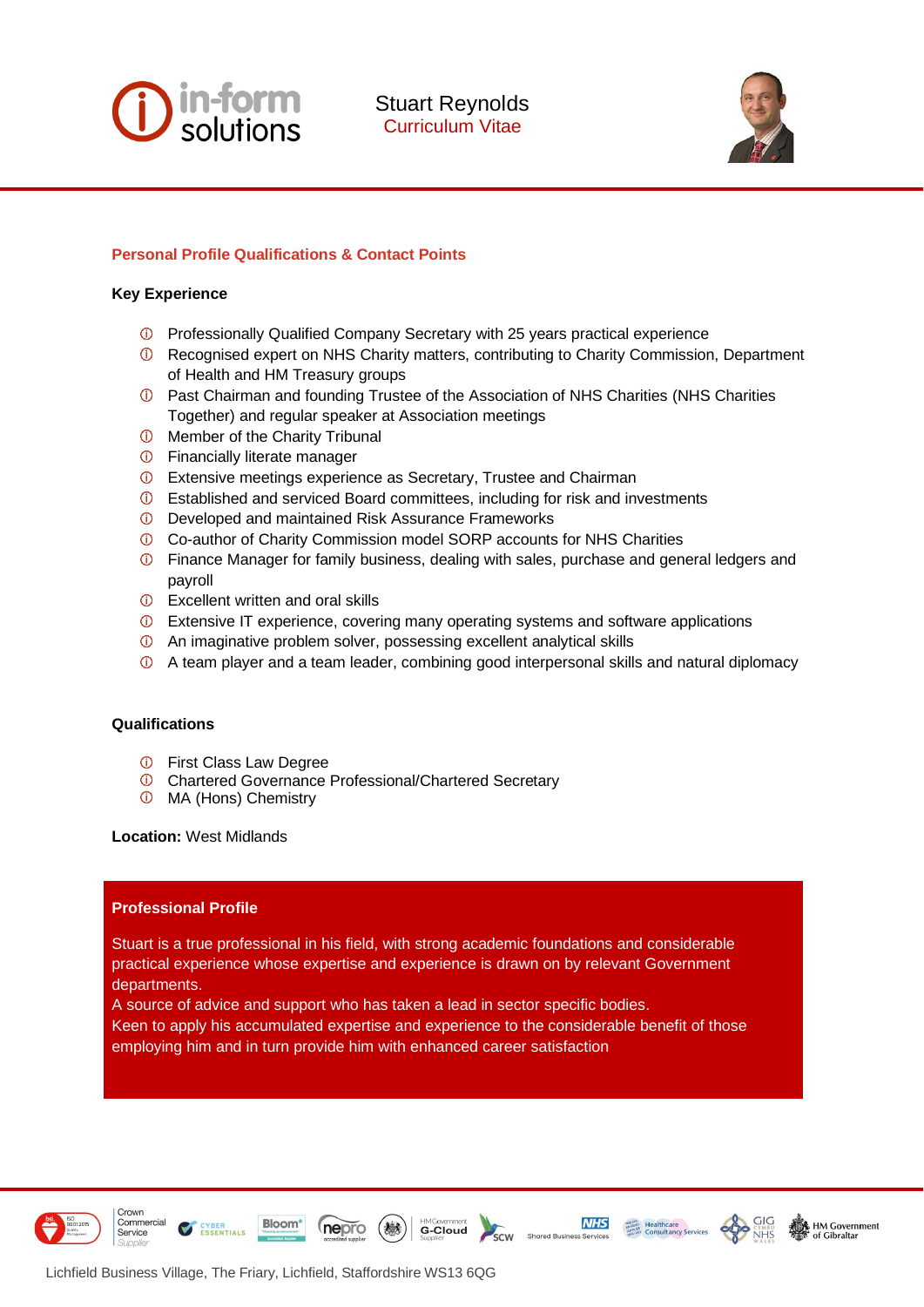# Stuart Reynolds

## Curriculum Vitae

## Personal Profile Qualifications & Contact Points

### Key Experience

- Professionally Qualified Company Secretary with 25 years practical experience
- Recognised expert on NHS Charity matters, contributing to Charity Commission, Department of Health and HM Treasury groups
- Past Chairman and founding Trustee of the Association of NHS Charities (NHS Charities Together) and regular speaker at Association meetings
- Member of the Charity Tribunal
- Financially literate manager
- Extensive meetings experience as Secretary, Trustee and Chairman
- Established and serviced Board committees, including for risk and investments
- Developed and maintained Risk Assurance Frameworks
- Co-author of Charity Commission model SORP accounts for NHS Charities
- Finance Manager for family business, dealing with sales, purchase and general ledgers and payroll
- Excellent written and oral skills
- Extensive IT experience, covering many operating systems and software applications
- An imaginative problem solver, possessing excellent analytical skills
- A team player and a team leader, combining good interpersonal skills and natural diplomacy

### Qualifications

- First Class Law Degree
- Chartered Governance Professional/Chartered Secretary
- MA (Hons) Chemistry

**Location:** West Midlands

### Professional Profile

Stuart is a true professional in his field, with strong academic foundations and considerable practical experience whose expertise and experience is drawn on by relevant Government departments.
A source of advice and support who has taken a lead in sector specific bodies.
Keen to apply his accumulated expertise and experience to the considerable benefit of those employing him and in turn provide him with enhanced career satisfaction

Lichfield Business Village, The Friary, Lichfield, Staffordshire WS13 6QG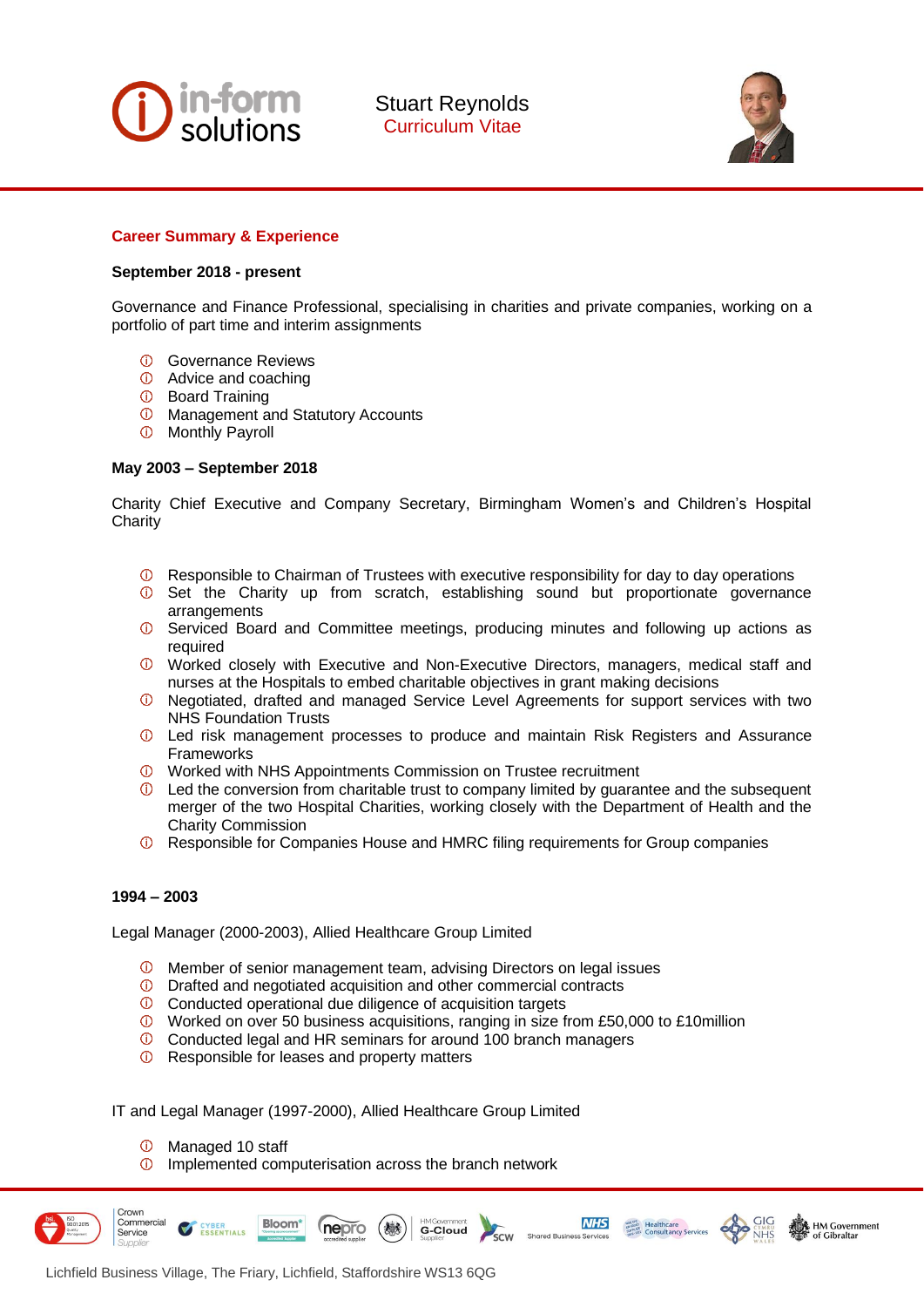Stuart Reynolds
Curriculum Vitae

## Career Summary & Experience

**September 2018 - present**

Governance and Finance Professional, specialising in charities and private companies, working on a portfolio of part time and interim assignments

- Governance Reviews
- Advice and coaching
- Board Training
- Management and Statutory Accounts
- Monthly Payroll

**May 2003 – September 2018**

Charity Chief Executive and Company Secretary, Birmingham Women's and Children's Hospital Charity

- Responsible to Chairman of Trustees with executive responsibility for day to day operations
- Set the Charity up from scratch, establishing sound but proportionate governance arrangements
- Serviced Board and Committee meetings, producing minutes and following up actions as required
- Worked closely with Executive and Non-Executive Directors, managers, medical staff and nurses at the Hospitals to embed charitable objectives in grant making decisions
- Negotiated, drafted and managed Service Level Agreements for support services with two NHS Foundation Trusts
- Led risk management processes to produce and maintain Risk Registers and Assurance Frameworks
- Worked with NHS Appointments Commission on Trustee recruitment
- Led the conversion from charitable trust to company limited by guarantee and the subsequent merger of the two Hospital Charities, working closely with the Department of Health and the Charity Commission
- Responsible for Companies House and HMRC filing requirements for Group companies

**1994 – 2003**

Legal Manager (2000-2003), Allied Healthcare Group Limited

- Member of senior management team, advising Directors on legal issues
- Drafted and negotiated acquisition and other commercial contracts
- Conducted operational due diligence of acquisition targets
- Worked on over 50 business acquisitions, ranging in size from £50,000 to £10million
- Conducted legal and HR seminars for around 100 branch managers
- Responsible for leases and property matters

IT and Legal Manager (1997-2000), Allied Healthcare Group Limited

- Managed 10 staff
- Implemented computerisation across the branch network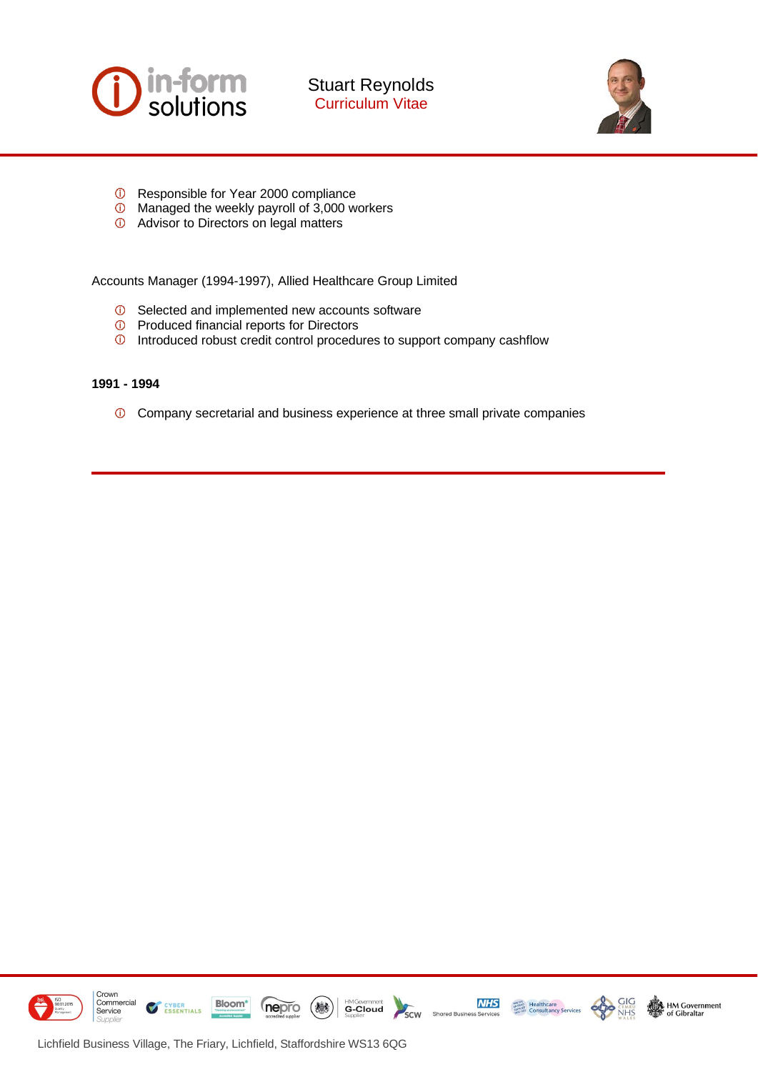- Responsible for Year 2000 compliance
- Managed the weekly payroll of 3,000 workers
- Advisor to Directors on legal matters

Accounts Manager (1994-1997), Allied Healthcare Group Limited

- Selected and implemented new accounts software
- Produced financial reports for Directors
- Introduced robust credit control procedures to support company cashflow

**1991 - 1994**

- Company secretarial and business experience at three small private companies